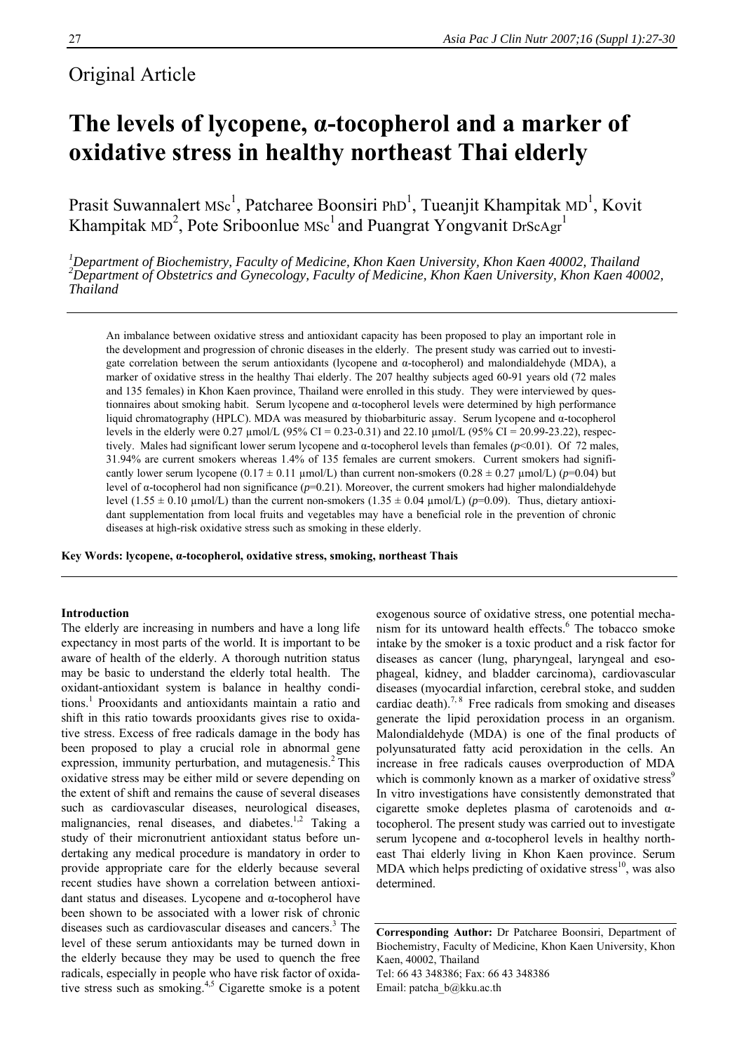Original Article

# The levels of lycopene, α-tocopherol and a marker of oxidative stress in healthy northeast Thai elderly

Prasit Suwannalert MSc[1], Patcharee Boonsiri PhD[1], Tueanjit Khampitak MD[1], Kovit Khampitak MD[2], Pote Sriboonlue MSc[1] and Puangrat Yongvanit DrScAgr[1]

*[1]Department of Biochemistry, Faculty of Medicine, Khon Kaen University, Khon Kaen 40002, Thailand*
*[2]Department of Obstetrics and Gynecology, Faculty of Medicine, Khon Kaen University, Khon Kaen 40002, Thailand*

An imbalance between oxidative stress and antioxidant capacity has been proposed to play an important role in the development and progression of chronic diseases in the elderly. The present study was carried out to investigate correlation between the serum antioxidants (lycopene and α-tocopherol) and malondialdehyde (MDA), a marker of oxidative stress in the healthy Thai elderly. The 207 healthy subjects aged 60-91 years old (72 males and 135 females) in Khon Kaen province, Thailand were enrolled in this study. They were interviewed by questionnaires about smoking habit. Serum lycopene and α-tocopherol levels were determined by high performance liquid chromatography (HPLC). MDA was measured by thiobarbituric assay. Serum lycopene and α-tocopherol levels in the elderly were 0.27 μmol/L (95% CI = 0.23-0.31) and 22.10 μmol/L (95% CI = 20.99-23.22), respectively. Males had significant lower serum lycopene and α-tocopherol levels than females ($p<0.01$). Of 72 males, 31.94% are current smokers whereas 1.4% of 135 females are current smokers. Current smokers had significantly lower serum lycopene ($0.17 \pm 0.11$ μmol/L) than current non-smokers ($0.28 \pm 0.27$ μmol/L) ($p=0.04$) but level of α-tocopherol had non significance ($p=0.21$). Moreover, the current smokers had higher malondialdehyde level ($1.55 \pm 0.10$ μmol/L) than the current non-smokers ($1.35 \pm 0.04$ μmol/L) ($p=0.09$). Thus, dietary antioxidant supplementation from local fruits and vegetables may have a beneficial role in the prevention of chronic diseases at high-risk oxidative stress such as smoking in these elderly.

**Key Words: lycopene, α-tocopherol, oxidative stress, smoking, northeast Thais**

## Introduction

The elderly are increasing in numbers and have a long life expectancy in most parts of the world. It is important to be aware of health of the elderly. A thorough nutrition status may be basic to understand the elderly total health. The oxidant-antioxidant system is balance in healthy conditions.[1] Prooxidants and antioxidants maintain a ratio and shift in this ratio towards prooxidants gives rise to oxidative stress. Excess of free radicals damage in the body has been proposed to play a crucial role in abnormal gene expression, immunity perturbation, and mutagenesis.[2] This oxidative stress may be either mild or severe depending on the extent of shift and remains the cause of several diseases such as cardiovascular diseases, neurological diseases, malignancies, renal diseases, and diabetes.[1,2] Taking a study of their micronutrient antioxidant status before undertaking any medical procedure is mandatory in order to provide appropriate care for the elderly because several recent studies have shown a correlation between antioxidant status and diseases. Lycopene and α-tocopherol have been shown to be associated with a lower risk of chronic diseases such as cardiovascular diseases and cancers.[3] The level of these serum antioxidants may be turned down in the elderly because they may be used to quench the free radicals, especially in people who have risk factor of oxidative stress such as smoking.[4,5] Cigarette smoke is a potent exogenous source of oxidative stress, one potential mechanism for its untoward health effects.[6] The tobacco smoke intake by the smoker is a toxic product and a risk factor for diseases as cancer (lung, pharyngeal, laryngeal and esophageal, kidney, and bladder carcinoma), cardiovascular diseases (myocardial infarction, cerebral stoke, and sudden cardiac death).[7,8] Free radicals from smoking and diseases generate the lipid peroxidation process in an organism. Malondialdehyde (MDA) is one of the final products of polyunsaturated fatty acid peroxidation in the cells. An increase in free radicals causes overproduction of MDA which is commonly known as a marker of oxidative stress[9] In vitro investigations have consistently demonstrated that cigarette smoke depletes plasma of carotenoids and α-tocopherol. The present study was carried out to investigate serum lycopene and α-tocopherol levels in healthy northeast Thai elderly living in Khon Kaen province. Serum MDA which helps predicting of oxidative stress[10], was also determined.

**Corresponding Author:** Dr Patcharee Boonsiri, Department of Biochemistry, Faculty of Medicine, Khon Kaen University, Khon Kaen, 40002, Thailand
Tel: 66 43 348386; Fax: 66 43 348386
Email: patcha_b@kku.ac.th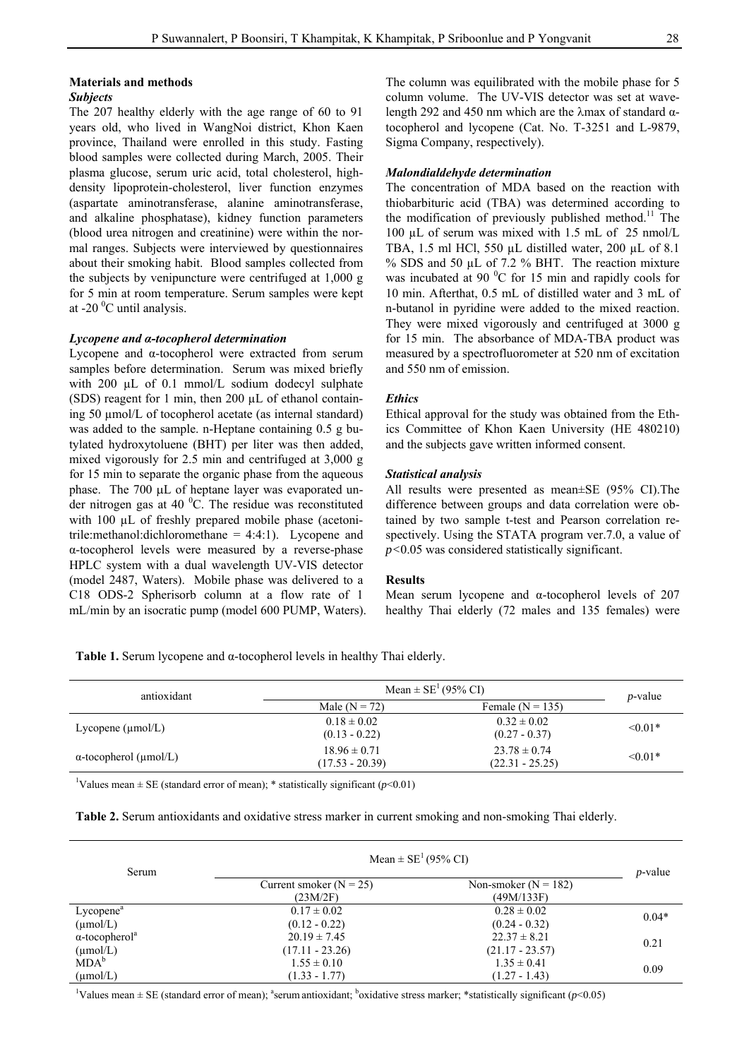## Materials and methods

### *Subjects*

The 207 healthy elderly with the age range of 60 to 91 years old, who lived in WangNoi district, Khon Kaen province, Thailand were enrolled in this study. Fasting blood samples were collected during March, 2005. Their plasma glucose, serum uric acid, total cholesterol, high-density lipoprotein-cholesterol, liver function enzymes (aspartate aminotransferase, alanine aminotransferase, and alkaline phosphatase), kidney function parameters (blood urea nitrogen and creatinine) were within the normal ranges. Subjects were interviewed by questionnaires about their smoking habit. Blood samples collected from the subjects by venipuncture were centrifuged at 1,000 g for 5 min at room temperature. Serum samples were kept at -20 $^0$C until analysis.

### *Lycopene and α-tocopherol determination*

Lycopene and α-tocopherol were extracted from serum samples before determination. Serum was mixed briefly with 200 µL of 0.1 mmol/L sodium dodecyl sulphate (SDS) reagent for 1 min, then 200 µL of ethanol containing 50 µmol/L of tocopherol acetate (as internal standard) was added to the sample. n-Heptane containing 0.5 g butylated hydroxytoluene (BHT) per liter was then added, mixed vigorously for 2.5 min and centrifuged at 3,000 g for 15 min to separate the organic phase from the aqueous phase. The 700 µL of heptane layer was evaporated under nitrogen gas at 40 $^0$C. The residue was reconstituted with 100 µL of freshly prepared mobile phase (acetonitrile:methanol:dichloromethane = 4:4:1). Lycopene and α-tocopherol levels were measured by a reverse-phase HPLC system with a dual wavelength UV-VIS detector (model 2487, Waters). Mobile phase was delivered to a C18 ODS-2 Spherisorb column at a flow rate of 1 mL/min by an isocratic pump (model 600 PUMP, Waters). The column was equilibrated with the mobile phase for 5 column volume. The UV-VIS detector was set at wavelength 292 and 450 nm which are the λmax of standard α-tocopherol and lycopene (Cat. No. T-3251 and L-9879, Sigma Company, respectively).

### *Malondialdehyde determination*

The concentration of MDA based on the reaction with thiobarbituric acid (TBA) was determined according to the modification of previously published method.[11] The 100 µL of serum was mixed with 1.5 mL of 25 nmol/L TBA, 1.5 ml HCl, 550 µL distilled water, 200 µL of 8.1 % SDS and 50 µL of 7.2 % BHT. The reaction mixture was incubated at 90 $^0$C for 15 min and rapidly cools for 10 min. Afterthat, 0.5 mL of distilled water and 3 mL of n-butanol in pyridine were added to the mixed reaction. They were mixed vigorously and centrifuged at 3000 g for 15 min. The absorbance of MDA-TBA product was measured by a spectrofluorometer at 520 nm of excitation and 550 nm of emission.

### *Ethics*

Ethical approval for the study was obtained from the Ethics Committee of Khon Kaen University (HE 480210) and the subjects gave written informed consent.

### *Statistical analysis*

All results were presented as mean±SE (95% CI).The difference between groups and data correlation were obtained by two sample t-test and Pearson correlation respectively. Using the STATA program ver.7.0, a value of $p<0.05$ was considered statistically significant.

## Results

Mean serum lycopene and α-tocopherol levels of 207 healthy Thai elderly (72 males and 135 females) were

**Table 1.** Serum lycopene and α-tocopherol levels in healthy Thai elderly.

| antioxidant | Mean ± SE[1] (95% CI) | | *p*-value |
|---|---|---|---|
| | Male (N = 72) | Female (N = 135) | |
| Lycopene (µmol/L) | 0.18 ± 0.02 (0.13 - 0.22) | 0.32 ± 0.02 (0.27 - 0.37) | <0.01* |
| α-tocopherol (µmol/L) | 18.96 ± 0.71 (17.53 - 20.39) | 23.78 ± 0.74 (22.31 - 25.25) | <0.01* |

[1]Values mean ± SE (standard error of mean); * statistically significant ($p<0.01$)

**Table 2.** Serum antioxidants and oxidative stress marker in current smoking and non-smoking Thai elderly.

| Serum | Mean ± SE[1] (95% CI) | | *p*-value |
|---|---|---|---|
| | Current smoker (N = 25) (23M/2F) | Non-smoker (N = 182) (49M/133F) | |
| Lycopene[a] (µmol/L) | 0.17 ± 0.02 (0.12 - 0.22) | 0.28 ± 0.02 (0.24 - 0.32) | 0.04* |
| α-tocopherol[a] (µmol/L) | 20.19 ± 7.45 (17.11 - 23.26) | 22.37 ± 8.21 (21.17 - 23.57) | 0.21 |
| MDA[b] (µmol/L) | 1.55 ± 0.10 (1.33 - 1.77) | 1.35 ± 0.41 (1.27 - 1.43) | 0.09 |

[1]Values mean ± SE (standard error of mean); [a]serum antioxidant; [b]oxidative stress marker; *statistically significant ($p<0.05$)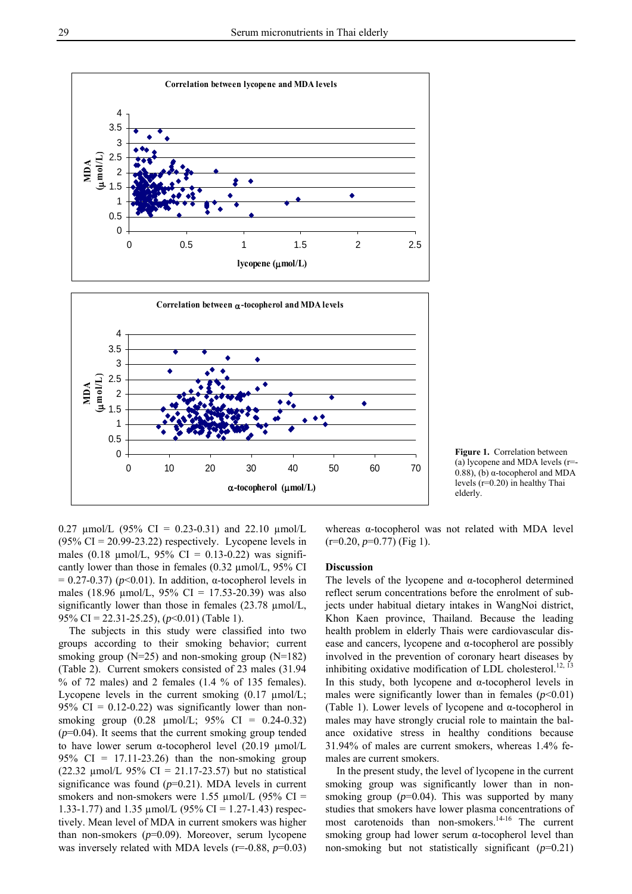Figure 1. Correlation between (a) lycopene and MDA levels (r=-0.88), (b) α-tocopherol and MDA levels (r=0.20) in healthy Thai elderly.

0.27 µmol/L (95% CI = 0.23-0.31) and 22.10 µmol/L (95% CI = 20.99-23.22) respectively. Lycopene levels in males (0.18 µmol/L, 95% CI = 0.13-0.22) was significantly lower than those in females (0.32 µmol/L, 95% CI = 0.27-0.37) ($p$<0.01). In addition, α-tocopherol levels in males (18.96 µmol/L, 95% CI = 17.53-20.39) was also significantly lower than those in females (23.78 µmol/L, 95% CI = 22.31-25.25), ($p$<0.01) (Table 1).

The subjects in this study were classified into two groups according to their smoking behavior; current smoking group (N=25) and non-smoking group (N=182) (Table 2). Current smokers consisted of 23 males (31.94 % of 72 males) and 2 females (1.4 % of 135 females). Lycopene levels in the current smoking (0.17 µmol/L; 95% CI = 0.12-0.22) was significantly lower than non-smoking group (0.28 µmol/L; 95% CI = 0.24-0.32) ($p$=0.04). It seems that the current smoking group tended to have lower serum α-tocopherol level (20.19 µmol/L 95% CI = 17.11-23.26) than the non-smoking group (22.32 µmol/L 95% CI = 21.17-23.57) but no statistical significance was found ($p$=0.21). MDA levels in current smokers and non-smokers were 1.55 µmol/L (95% CI = 1.33-1.77) and 1.35 µmol/L (95% CI = 1.27-1.43) respectively. Mean level of MDA in current smokers was higher than non-smokers ($p$=0.09). Moreover, serum lycopene was inversely related with MDA levels (r=-0.88, $p$=0.03) whereas α-tocopherol was not related with MDA level (r=0.20, $p$=0.77) (Fig 1).

## Discussion

The levels of the lycopene and α-tocopherol determined reflect serum concentrations before the enrolment of subjects under habitual dietary intakes in WangNoi district, Khon Kaen province, Thailand. Because the leading health problem in elderly Thais were cardiovascular disease and cancers, lycopene and α-tocopherol are possibly involved in the prevention of coronary heart diseases by inhibiting oxidative modification of LDL cholesterol.[12, 13] In this study, both lycopene and α-tocopherol levels in males were significantly lower than in females ($p$<0.01) (Table 1). Lower levels of lycopene and α-tocopherol in males may have strongly crucial role to maintain the balance oxidative stress in healthy conditions because 31.94% of males are current smokers, whereas 1.4% females are current smokers.

In the present study, the level of lycopene in the current smoking group was significantly lower than in non-smoking group ($p$=0.04). This was supported by many studies that smokers have lower plasma concentrations of most carotenoids than non-smokers.[14-16] The current smoking group had lower serum α-tocopherol level than non-smoking but not statistically significant ($p$=0.21)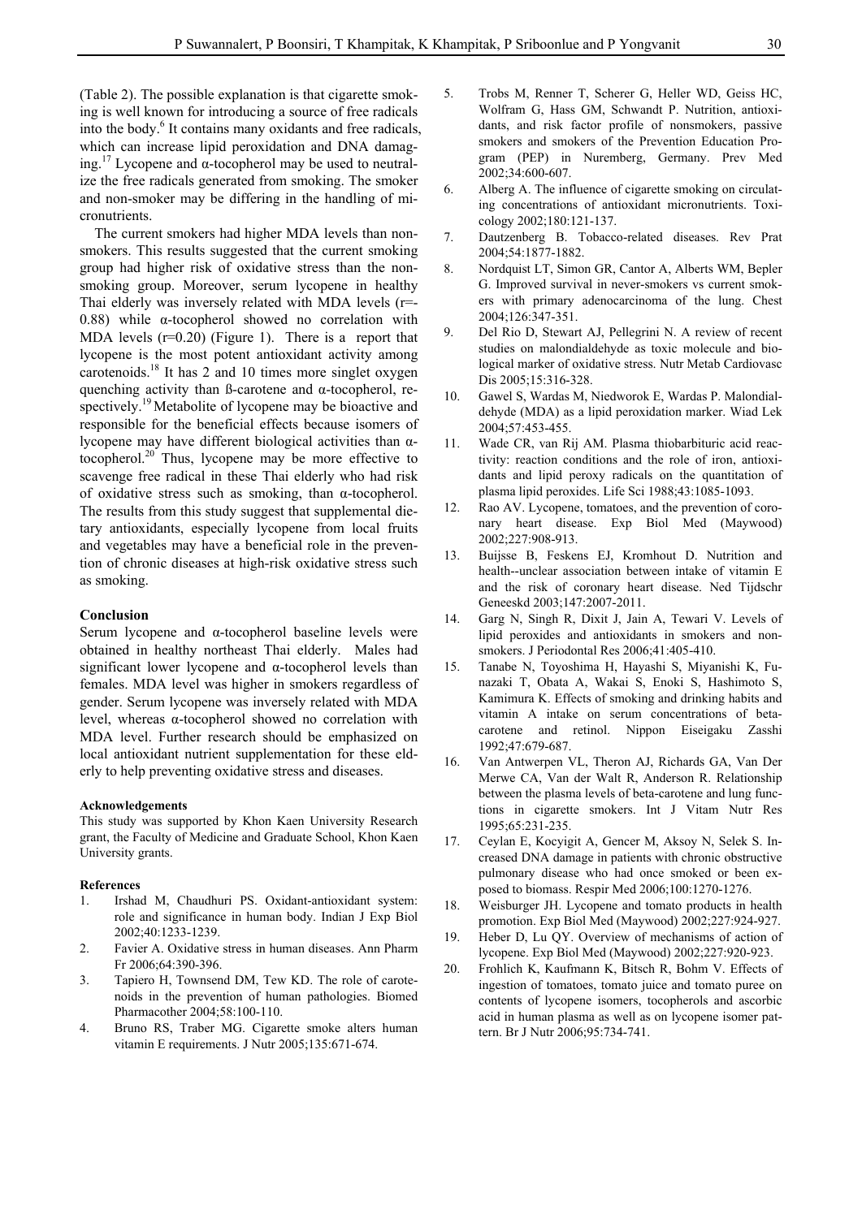(Table 2). The possible explanation is that cigarette smoking is well known for introducing a source of free radicals into the body.[6] It contains many oxidants and free radicals, which can increase lipid peroxidation and DNA damaging.[17] Lycopene and α-tocopherol may be used to neutralize the free radicals generated from smoking. The smoker and non-smoker may be differing in the handling of micronutrients.

The current smokers had higher MDA levels than non-smokers. This results suggested that the current smoking group had higher risk of oxidative stress than the non-smoking group. Moreover, serum lycopene in healthy Thai elderly was inversely related with MDA levels (r=-0.88) while α-tocopherol showed no correlation with MDA levels (r=0.20) (Figure 1). There is a report that lycopene is the most potent antioxidant activity among carotenoids.[18] It has 2 and 10 times more singlet oxygen quenching activity than ß-carotene and α-tocopherol, respectively.[19] Metabolite of lycopene may be bioactive and responsible for the beneficial effects because isomers of lycopene may have different biological activities than α-tocopherol.[20] Thus, lycopene may be more effective to scavenge free radical in these Thai elderly who had risk of oxidative stress such as smoking, than α-tocopherol. The results from this study suggest that supplemental dietary antioxidants, especially lycopene from local fruits and vegetables may have a beneficial role in the prevention of chronic diseases at high-risk oxidative stress such as smoking.

## Conclusion

Serum lycopene and α-tocopherol baseline levels were obtained in healthy northeast Thai elderly. Males had significant lower lycopene and α-tocopherol levels than females. MDA level was higher in smokers regardless of gender. Serum lycopene was inversely related with MDA level, whereas α-tocopherol showed no correlation with MDA level. Further research should be emphasized on local antioxidant nutrient supplementation for these elderly to help preventing oxidative stress and diseases.

### Acknowledgements

This study was supported by Khon Kaen University Research grant, the Faculty of Medicine and Graduate School, Khon Kaen University grants.

### References

1. Irshad M, Chaudhuri PS. Oxidant-antioxidant system: role and significance in human body. Indian J Exp Biol 2002;40:1233-1239.
2. Favier A. Oxidative stress in human diseases. Ann Pharm Fr 2006;64:390-396.
3. Tapiero H, Townsend DM, Tew KD. The role of carotenoids in the prevention of human pathologies. Biomed Pharmacother 2004;58:100-110.
4. Bruno RS, Traber MG. Cigarette smoke alters human vitamin E requirements. J Nutr 2005;135:671-674.
5. Trobs M, Renner T, Scherer G, Heller WD, Geiss HC, Wolfram G, Hass GM, Schwandt P. Nutrition, antioxidants, and risk factor profile of nonsmokers, passive smokers and smokers of the Prevention Education Program (PEP) in Nuremberg, Germany. Prev Med 2002;34:600-607.
6. Alberg A. The influence of cigarette smoking on circulating concentrations of antioxidant micronutrients. Toxicology 2002;180:121-137.
7. Dautzenberg B. Tobacco-related diseases. Rev Prat 2004;54:1877-1882.
8. Nordquist LT, Simon GR, Cantor A, Alberts WM, Bepler G. Improved survival in never-smokers vs current smokers with primary adenocarcinoma of the lung. Chest 2004;126:347-351.
9. Del Rio D, Stewart AJ, Pellegrini N. A review of recent studies on malondialdehyde as toxic molecule and biological marker of oxidative stress. Nutr Metab Cardiovasc Dis 2005;15:316-328.
10. Gawel S, Wardas M, Niedworok E, Wardas P. Malondialdehyde (MDA) as a lipid peroxidation marker. Wiad Lek 2004;57:453-455.
11. Wade CR, van Rij AM. Plasma thiobarbituric acid reactivity: reaction conditions and the role of iron, antioxidants and lipid peroxy radicals on the quantitation of plasma lipid peroxides. Life Sci 1988;43:1085-1093.
12. Rao AV. Lycopene, tomatoes, and the prevention of coronary heart disease. Exp Biol Med (Maywood) 2002;227:908-913.
13. Buijsse B, Feskens EJ, Kromhout D. Nutrition and health--unclear association between intake of vitamin E and the risk of coronary heart disease. Ned Tijdschr Geneeskd 2003;147:2007-2011.
14. Garg N, Singh R, Dixit J, Jain A, Tewari V. Levels of lipid peroxides and antioxidants in smokers and non-smokers. J Periodontal Res 2006;41:405-410.
15. Tanabe N, Toyoshima H, Hayashi S, Miyanishi K, Funazaki T, Obata A, Wakai S, Enoki S, Hashimoto S, Kamimura K. Effects of smoking and drinking habits and vitamin A intake on serum concentrations of beta-carotene and retinol. Nippon Eiseigaku Zasshi 1992;47:679-687.
16. Van Antwerpen VL, Theron AJ, Richards GA, Van Der Merwe CA, Van der Walt R, Anderson R. Relationship between the plasma levels of beta-carotene and lung functions in cigarette smokers. Int J Vitam Nutr Res 1995;65:231-235.
17. Ceylan E, Kocyigit A, Gencer M, Aksoy N, Selek S. Increased DNA damage in patients with chronic obstructive pulmonary disease who had once smoked or been exposed to biomass. Respir Med 2006;100:1270-1276.
18. Weisburger JH. Lycopene and tomato products in health promotion. Exp Biol Med (Maywood) 2002;227:924-927.
19. Heber D, Lu QY. Overview of mechanisms of action of lycopene. Exp Biol Med (Maywood) 2002;227:920-923.
20. Frohlich K, Kaufmann K, Bitsch R, Bohm V. Effects of ingestion of tomatoes, tomato juice and tomato puree on contents of lycopene isomers, tocopherols and ascorbic acid in human plasma as well as on lycopene isomer pattern. Br J Nutr 2006;95:734-741.